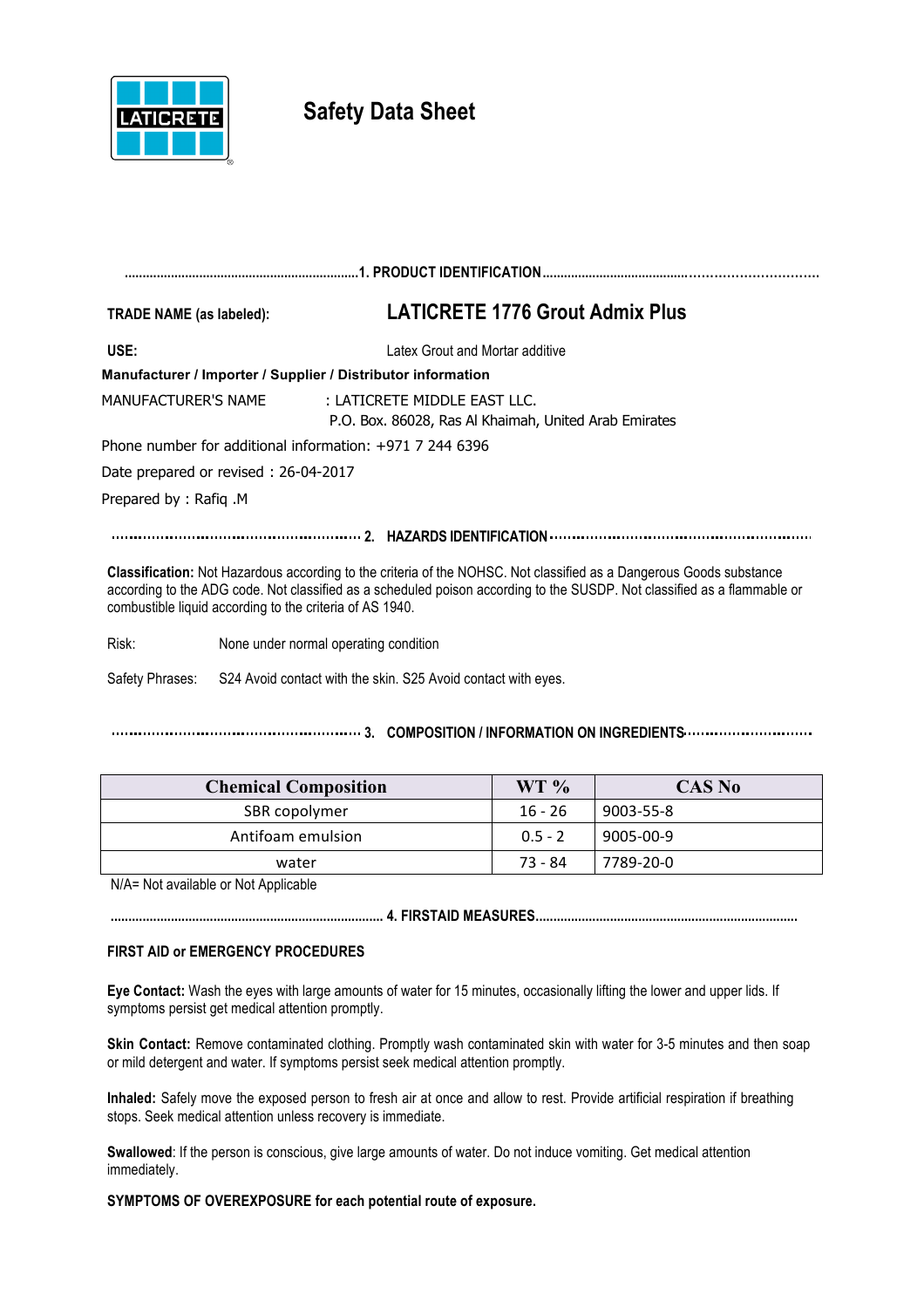# Safety Data Sheet

## 1. PRODUCT IDENTIFICATION

**TRADE NAME (as labeled):** **LATICRETE 1776 Grout Admix Plus**

**USE:** Latex Grout and Mortar additive

**Manufacturer / Importer / Supplier / Distributor information**

MANUFACTURER'S NAME : LATICRETE MIDDLE EAST LLC.
P.O. Box. 86028, Ras Al Khaimah, United Arab Emirates

Phone number for additional information: +971 7 244 6396

Date prepared or revised : 26-04-2017

Prepared by : Rafiq .M

## 2. HAZARDS IDENTIFICATION

**Classification:** Not Hazardous according to the criteria of the NOHSC. Not classified as a Dangerous Goods substance according to the ADG code. Not classified as a scheduled poison according to the SUSDP. Not classified as a flammable or combustible liquid according to the criteria of AS 1940.

Risk: None under normal operating condition

Safety Phrases: S24 Avoid contact with the skin. S25 Avoid contact with eyes.

## 3. COMPOSITION / INFORMATION ON INGREDIENTS

| Chemical Composition | WT % | CAS No |
|---|---|---|
| SBR copolymer | 16 - 26 | 9003-55-8 |
| Antifoam emulsion | 0.5 - 2 | 9005-00-9 |
| water | 73 - 84 | 7789-20-0 |

N/A= Not available or Not Applicable

## 4. FIRSTAID MEASURES

**FIRST AID or EMERGENCY PROCEDURES**

**Eye Contact:** Wash the eyes with large amounts of water for 15 minutes, occasionally lifting the lower and upper lids. If symptoms persist get medical attention promptly.

**Skin Contact:** Remove contaminated clothing. Promptly wash contaminated skin with water for 3-5 minutes and then soap or mild detergent and water. If symptoms persist seek medical attention promptly.

**Inhaled:** Safely move the exposed person to fresh air at once and allow to rest. Provide artificial respiration if breathing stops. Seek medical attention unless recovery is immediate.

**Swallowed**: If the person is conscious, give large amounts of water. Do not induce vomiting. Get medical attention immediately.

**SYMPTOMS OF OVEREXPOSURE for each potential route of exposure.**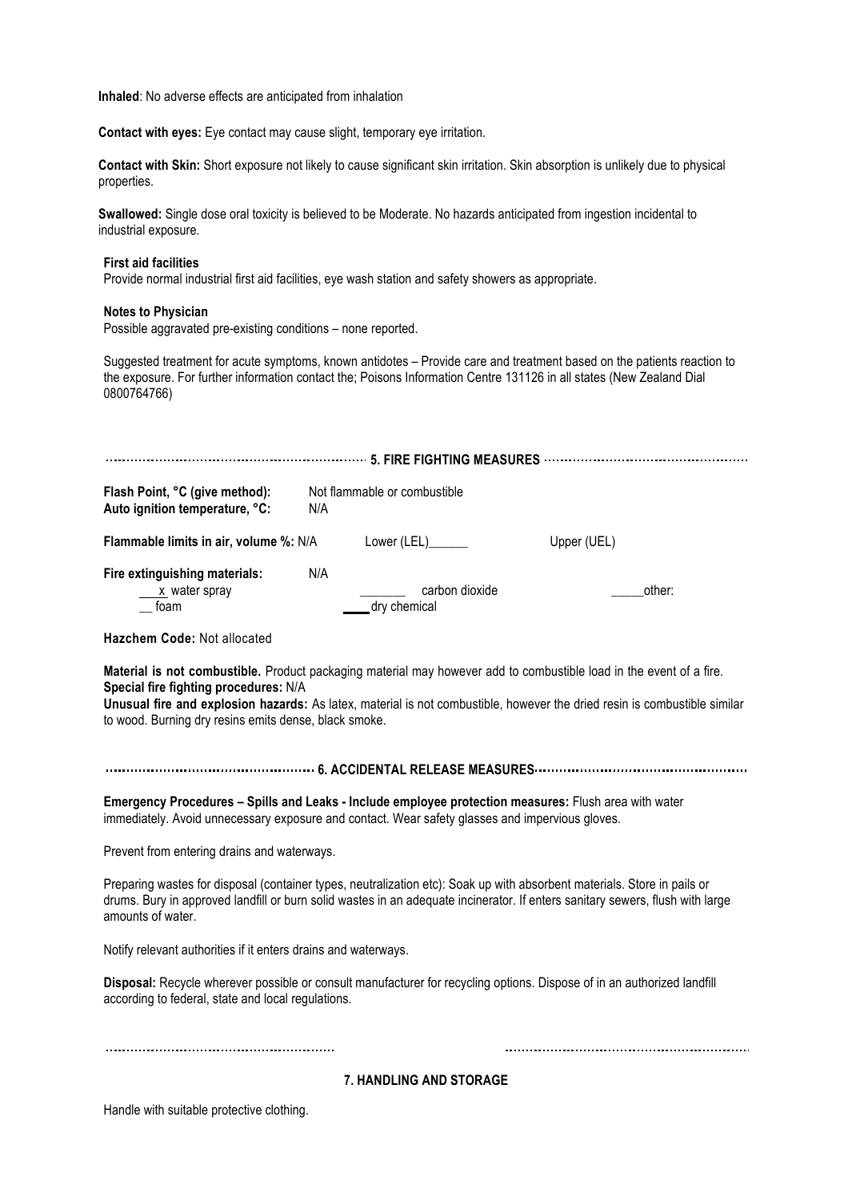**Inhaled**: No adverse effects are anticipated from inhalation

**Contact with eyes:** Eye contact may cause slight, temporary eye irritation.

**Contact with Skin:** Short exposure not likely to cause significant skin irritation. Skin absorption is unlikely due to physical properties.

**Swallowed:** Single dose oral toxicity is believed to be Moderate. No hazards anticipated from ingestion incidental to industrial exposure.

**First aid facilities**
Provide normal industrial first aid facilities, eye wash station and safety showers as appropriate.

**Notes to Physician**
Possible aggravated pre-existing conditions – none reported.

Suggested treatment for acute symptoms, known antidotes – Provide care and treatment based on the patients reaction to the exposure. For further information contact the; Poisons Information Centre 131126 in all states (New Zealand Dial 0800764766)

## 5. FIRE FIGHTING MEASURES

**Flash Point, °C (give method):** Not flammable or combustible
**Auto ignition temperature, °C:** N/A

**Flammable limits in air, volume %:** N/A  Lower (LEL)______  Upper (UEL)

**Fire extinguishing materials:** N/A
___x water spray  _______ carbon dioxide  _____other:
__ foam  ____dry chemical

**Hazchem Code:** Not allocated

**Material is not combustible.** Product packaging material may however add to combustible load in the event of a fire.
**Special fire fighting procedures:** N/A
**Unusual fire and explosion hazards:** As latex, material is not combustible, however the dried resin is combustible similar to wood. Burning dry resins emits dense, black smoke.

## 6. ACCIDENTAL RELEASE MEASURES

**Emergency Procedures – Spills and Leaks - Include employee protection measures:** Flush area with water immediately. Avoid unnecessary exposure and contact. Wear safety glasses and impervious gloves.

Prevent from entering drains and waterways.

Preparing wastes for disposal (container types, neutralization etc): Soak up with absorbent materials. Store in pails or drums. Bury in approved landfill or burn solid wastes in an adequate incinerator. If enters sanitary sewers, flush with large amounts of water.

Notify relevant authorities if it enters drains and waterways.

**Disposal:** Recycle wherever possible or consult manufacturer for recycling options. Dispose of in an authorized landfill according to federal, state and local regulations.

## 7. HANDLING AND STORAGE

Handle with suitable protective clothing.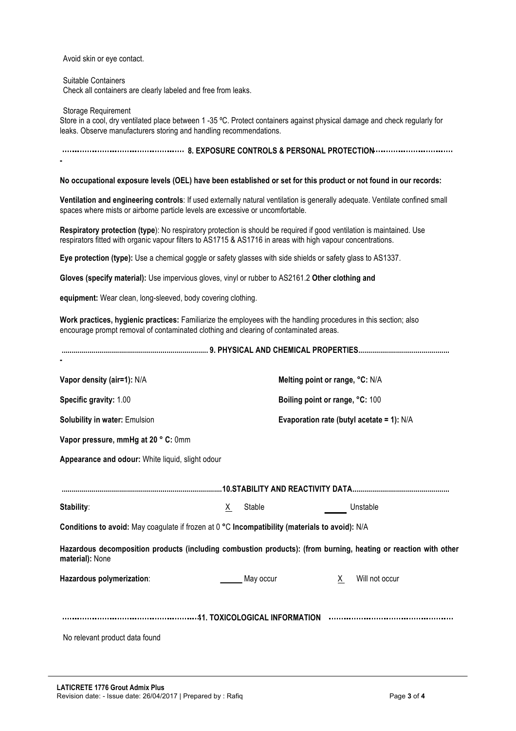Avoid skin or eye contact.

Suitable Containers
Check all containers are clearly labeled and free from leaks.

Storage Requirement
Store in a cool, dry ventilated place between 1 -35 ºC. Protect containers against physical damage and check regularly for leaks. Observe manufacturers storing and handling recommendations.

## 8. EXPOSURE CONTROLS & PERSONAL PROTECTION

**No occupational exposure levels (OEL) have been established or set for this product or not found in our records:**

**Ventilation and engineering controls**: If used externally natural ventilation is generally adequate. Ventilate confined small spaces where mists or airborne particle levels are excessive or uncomfortable.

**Respiratory protection (type**): No respiratory protection is should be required if good ventilation is maintained. Use respirators fitted with organic vapour filters to AS1715 & AS1716 in areas with high vapour concentrations.

**Eye protection (type):** Use a chemical goggle or safety glasses with side shields or safety glass to AS1337.

**Gloves (specify material):** Use impervious gloves, vinyl or rubber to AS2161.2 **Other clothing and equipment:** Wear clean, long-sleeved, body covering clothing.

**Work practices, hygienic practices:** Familiarize the employees with the handling procedures in this section; also encourage prompt removal of contaminated clothing and clearing of contaminated areas.

## 9. PHYSICAL AND CHEMICAL PROPERTIES

**Vapor density (air=1):** N/A

**Melting point or range, °C:** N/A

**Specific gravity:** 1.00

**Boiling point or range, °C:** 100

**Solubility in water:** Emulsion

**Evaporation rate (butyl acetate = 1):** N/A

**Vapor pressure, mmHg at 20 ° C:** 0mm

**Appearance and odour:** White liquid, slight odour

## 10.STABILITY AND REACTIVITY DATA

**Stability**: X Stable ____ Unstable

**Conditions to avoid:** May coagulate if frozen at 0 °C **Incompatibility (materials to avoid):** N/A

**Hazardous decomposition products (including combustion products): (from burning, heating or reaction with other material):** None

**Hazardous polymerization**: ____ May occur X Will not occur

## 11. TOXICOLOGICAL INFORMATION

No relevant product data found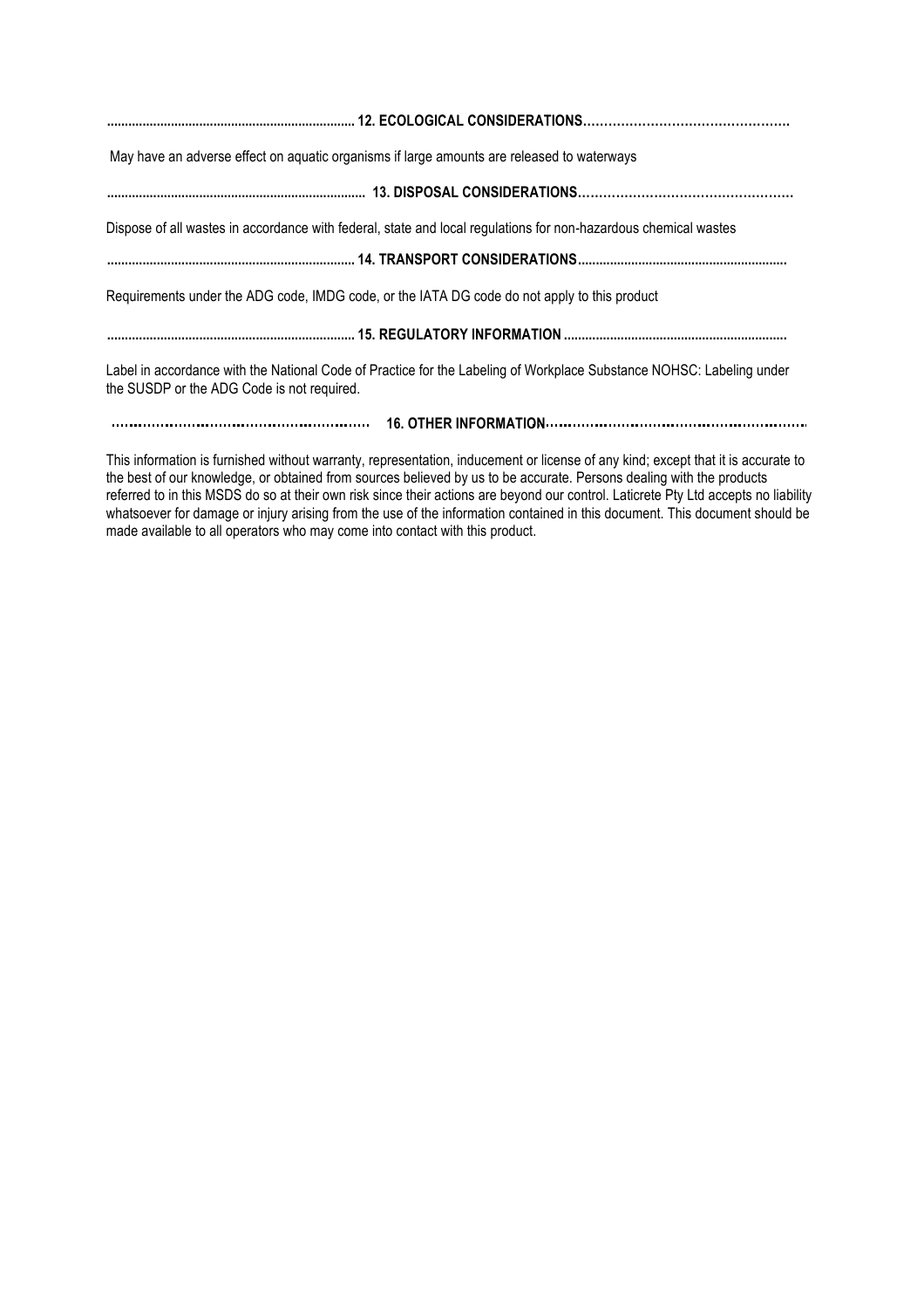## 12. ECOLOGICAL CONSIDERATIONS

May have an adverse effect on aquatic organisms if large amounts are released to waterways

## 13. DISPOSAL CONSIDERATIONS

Dispose of all wastes in accordance with federal, state and local regulations for non-hazardous chemical wastes

## 14. TRANSPORT CONSIDERATIONS

Requirements under the ADG code, IMDG code, or the IATA DG code do not apply to this product

## 15. REGULATORY INFORMATION

Label in accordance with the National Code of Practice for the Labeling of Workplace Substance NOHSC: Labeling under the SUSDP or the ADG Code is not required.

## 16. OTHER INFORMATION

This information is furnished without warranty, representation, inducement or license of any kind; except that it is accurate to the best of our knowledge, or obtained from sources believed by us to be accurate. Persons dealing with the products referred to in this MSDS do so at their own risk since their actions are beyond our control. Laticrete Pty Ltd accepts no liability whatsoever for damage or injury arising from the use of the information contained in this document. This document should be made available to all operators who may come into contact with this product.